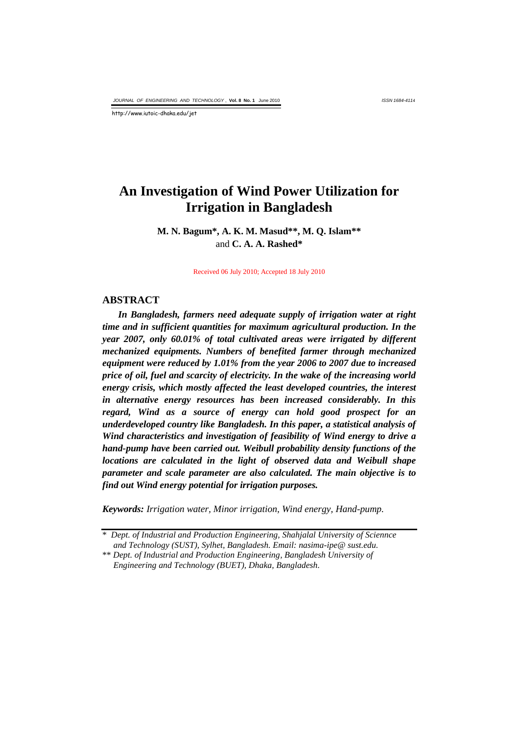# An Investigation of Wind Power Utilization for Irrigation in Bangladesh

**M. N. Bagum\*, A. K. M. Masud\*\*, M. Q. Islam\*\*** and **C. A. A. Rashed\***

Received 06 July 2010; Accepted 18 July 2010

## ABSTRACT

***In Bangladesh, farmers need adequate supply of irrigation water at right time and in sufficient quantities for maximum agricultural production. In the year 2007, only 60.01% of total cultivated areas were irrigated by different mechanized equipments. Numbers of benefited farmer through mechanized equipment were reduced by 1.01% from the year 2006 to 2007 due to increased price of oil, fuel and scarcity of electricity. In the wake of the increasing world energy crisis, which mostly affected the least developed countries, the interest in alternative energy resources has been increased considerably. In this regard, Wind as a source of energy can hold good prospect for an underdeveloped country like Bangladesh. In this paper, a statistical analysis of Wind characteristics and investigation of feasibility of Wind energy to drive a hand-pump have been carried out. Weibull probability density functions of the locations are calculated in the light of observed data and Weibull shape parameter and scale parameter are also calculated. The main objective is to find out Wind energy potential for irrigation purposes.***

***Keywords:*** *Irrigation water, Minor irrigation, Wind energy, Hand-pump.*

---

\* *Dept. of Industrial and Production Engineering, Shahjalal University of Sciennce and Technology (SUST), Sylhet, Bangladesh. Email: nasima-ipe@ sust.edu.*

\*\* *Dept. of Industrial and Production Engineering, Bangladesh University of Engineering and Technology (BUET), Dhaka, Bangladesh.*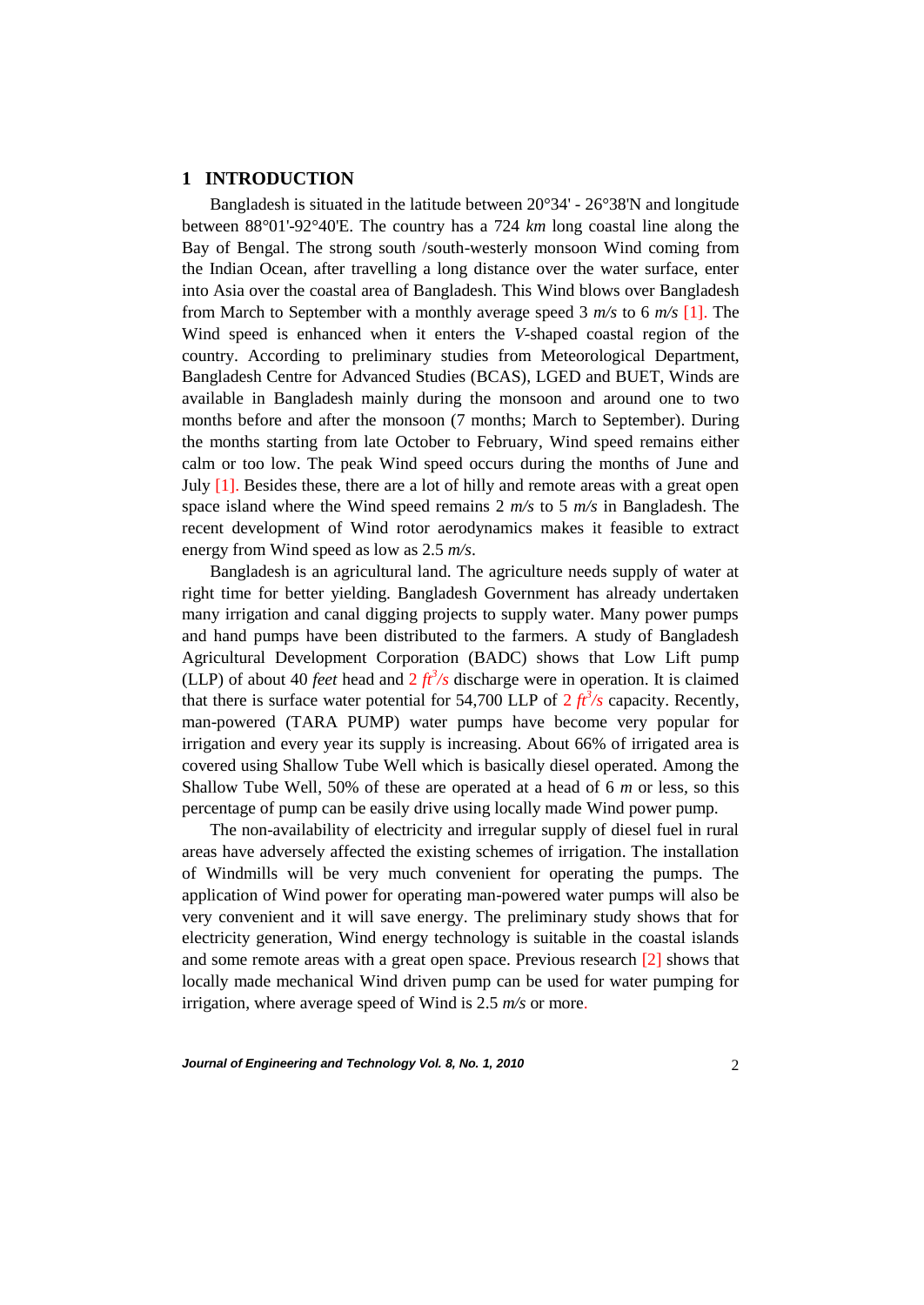## 1 INTRODUCTION

Bangladesh is situated in the latitude between 20°34' - 26°38'N and longitude between 88°01'-92°40'E. The country has a 724 *km* long coastal line along the Bay of Bengal. The strong south /south-westerly monsoon Wind coming from the Indian Ocean, after travelling a long distance over the water surface, enter into Asia over the coastal area of Bangladesh. This Wind blows over Bangladesh from March to September with a monthly average speed 3 *m/s* to 6 *m/s* [1]. The Wind speed is enhanced when it enters the *V*-shaped coastal region of the country. According to preliminary studies from Meteorological Department, Bangladesh Centre for Advanced Studies (BCAS), LGED and BUET, Winds are available in Bangladesh mainly during the monsoon and around one to two months before and after the monsoon (7 months; March to September). During the months starting from late October to February, Wind speed remains either calm or too low. The peak Wind speed occurs during the months of June and July [1]. Besides these, there are a lot of hilly and remote areas with a great open space island where the Wind speed remains 2 *m/s* to 5 *m/s* in Bangladesh. The recent development of Wind rotor aerodynamics makes it feasible to extract energy from Wind speed as low as 2.5 *m/s*.

Bangladesh is an agricultural land. The agriculture needs supply of water at right time for better yielding. Bangladesh Government has already undertaken many irrigation and canal digging projects to supply water. Many power pumps and hand pumps have been distributed to the farmers. A study of Bangladesh Agricultural Development Corporation (BADC) shows that Low Lift pump (LLP) of about 40 *feet* head and 2 $ft^3/s$ discharge were in operation. It is claimed that there is surface water potential for 54,700 LLP of 2 $ft^3/s$ capacity. Recently, man-powered (TARA PUMP) water pumps have become very popular for irrigation and every year its supply is increasing. About 66% of irrigated area is covered using Shallow Tube Well which is basically diesel operated. Among the Shallow Tube Well, 50% of these are operated at a head of 6 *m* or less, so this percentage of pump can be easily drive using locally made Wind power pump.

The non-availability of electricity and irregular supply of diesel fuel in rural areas have adversely affected the existing schemes of irrigation. The installation of Windmills will be very much convenient for operating the pumps. The application of Wind power for operating man-powered water pumps will also be very convenient and it will save energy. The preliminary study shows that for electricity generation, Wind energy technology is suitable in the coastal islands and some remote areas with a great open space. Previous research [2] shows that locally made mechanical Wind driven pump can be used for water pumping for irrigation, where average speed of Wind is 2.5 *m/s* or more.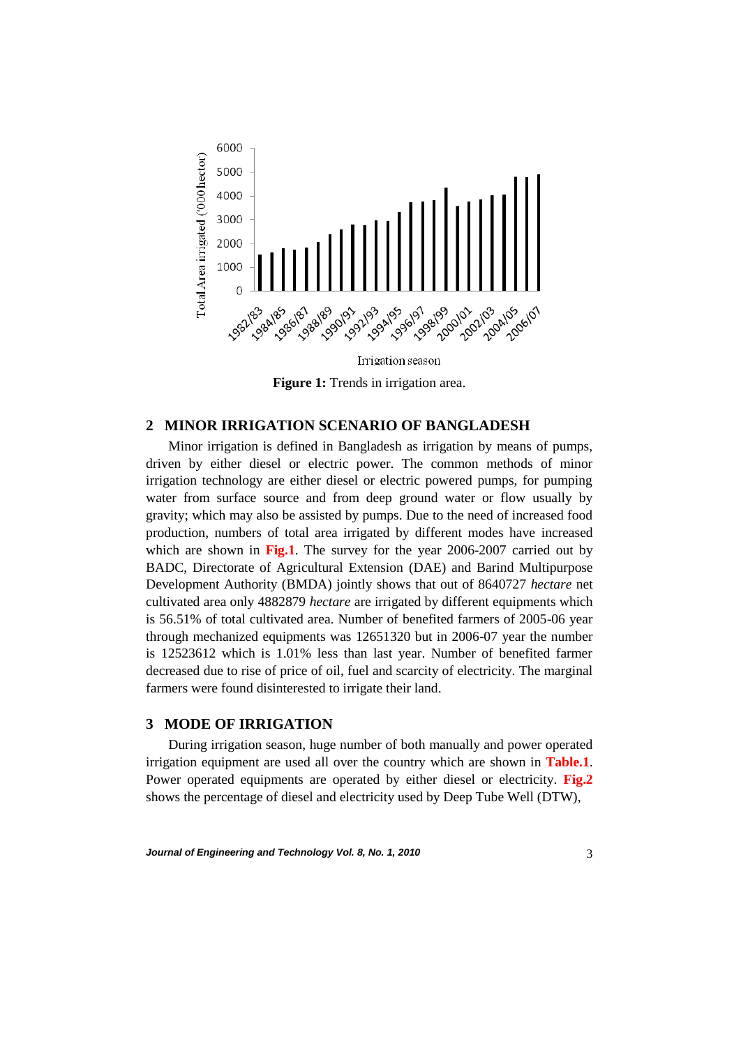**Figure 1:** Trends in irrigation area.

## 2 MINOR IRRIGATION SCENARIO OF BANGLADESH

Minor irrigation is defined in Bangladesh as irrigation by means of pumps, driven by either diesel or electric power. The common methods of minor irrigation technology are either diesel or electric powered pumps, for pumping water from surface source and from deep ground water or flow usually by gravity; which may also be assisted by pumps. Due to the need of increased food production, numbers of total area irrigated by different modes have increased which are shown in **Fig.1**. The survey for the year 2006-2007 carried out by BADC, Directorate of Agricultural Extension (DAE) and Barind Multipurpose Development Authority (BMDA) jointly shows that out of 8640727 *hectare* net cultivated area only 4882879 *hectare* are irrigated by different equipments which is 56.51% of total cultivated area. Number of benefited farmers of 2005-06 year through mechanized equipments was 12651320 but in 2006-07 year the number is 12523612 which is 1.01% less than last year. Number of benefited farmer decreased due to rise of price of oil, fuel and scarcity of electricity. The marginal farmers were found disinterested to irrigate their land.

## 3 MODE OF IRRIGATION

During irrigation season, huge number of both manually and power operated irrigation equipment are used all over the country which are shown in **Table.1**. Power operated equipments are operated by either diesel or electricity. **Fig.2** shows the percentage of diesel and electricity used by Deep Tube Well (DTW),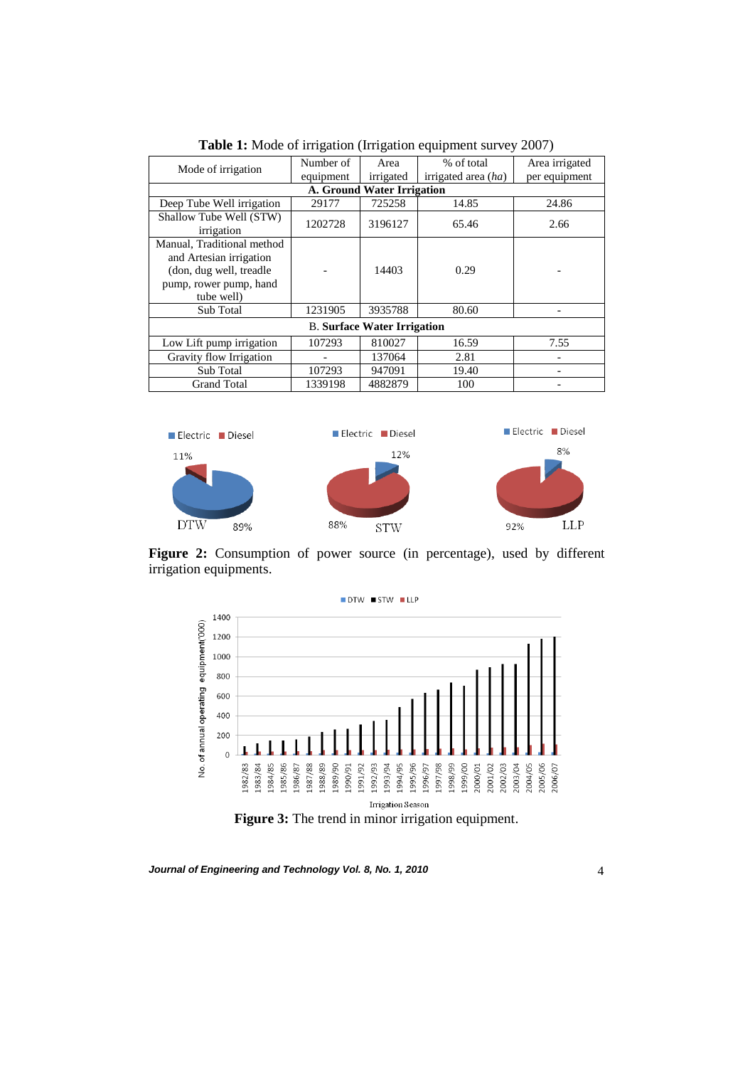**Table 1:** Mode of irrigation (Irrigation equipment survey 2007)

| Mode of irrigation | Number of equipment | Area irrigated | % of total irrigated area (*ha*) | Area irrigated per equipment |
|---|---|---|---|---|
| **A. Ground Water Irrigation** | | | | |
| Deep Tube Well irrigation | 29177 | 725258 | 14.85 | 24.86 |
| Shallow Tube Well (STW) irrigation | 1202728 | 3196127 | 65.46 | 2.66 |
| Manual, Traditional method and Artesian irrigation (don, dug well, treadle pump, rower pump, hand tube well) | - | 14403 | 0.29 | - |
| Sub Total | 1231905 | 3935788 | 80.60 | - |
| **B. Surface Water Irrigation** | | | | |
| Low Lift pump irrigation | 107293 | 810027 | 16.59 | 7.55 |
| Gravity flow Irrigation | - | 137064 | 2.81 | - |
| Sub Total | 107293 | 947091 | 19.40 | - |
| Grand Total | 1339198 | 4882879 | 100 | - |

**Figure 2:** Consumption of power source (in percentage), used by different irrigation equipments.

**Figure 3:** The trend in minor irrigation equipment.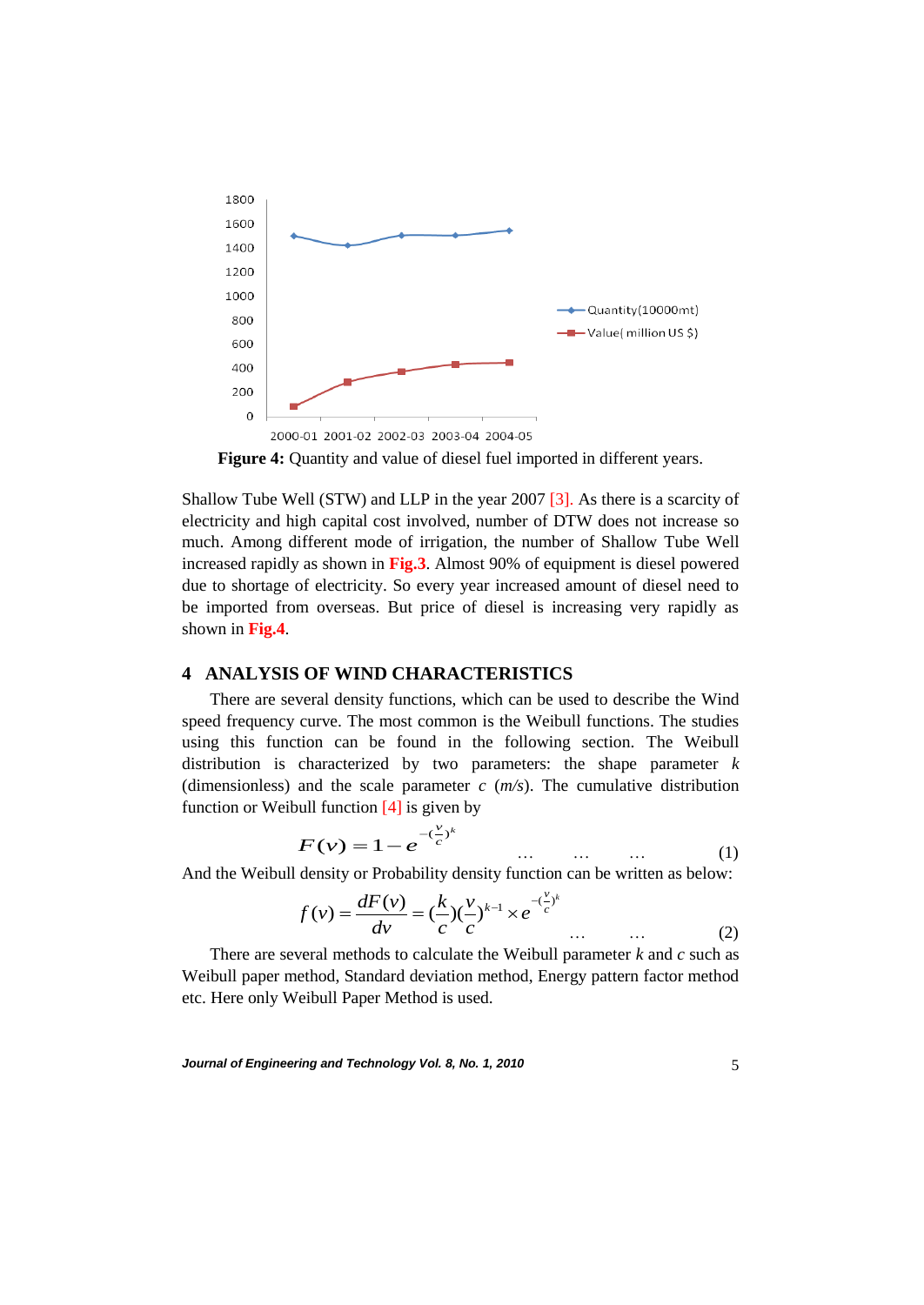Figure 4: Quantity and value of diesel fuel imported in different years.

Shallow Tube Well (STW) and LLP in the year 2007 [3]. As there is a scarcity of electricity and high capital cost involved, number of DTW does not increase so much. Among different mode of irrigation, the number of Shallow Tube Well increased rapidly as shown in **Fig.3**. Almost 90% of equipment is diesel powered due to shortage of electricity. So every year increased amount of diesel need to be imported from overseas. But price of diesel is increasing very rapidly as shown in **Fig.4**.

## 4 ANALYSIS OF WIND CHARACTERISTICS

There are several density functions, which can be used to describe the Wind speed frequency curve. The most common is the Weibull functions. The studies using this function can be found in the following section. The Weibull distribution is characterized by two parameters: the shape parameter $k$ (dimensionless) and the scale parameter $c$ ($m/s$). The cumulative distribution function or Weibull function [4] is given by

$$F(v) = 1 - e^{-(\frac{v}{c})^k} \qquad \ldots \quad \ldots \quad \ldots \qquad (1)$$

And the Weibull density or Probability density function can be written as below:

$$f(v) = \frac{dF(v)}{dv} = (\frac{k}{c})(\frac{v}{c})^{k-1} \times e^{-(\frac{v}{c})^k} \qquad \ldots \quad \ldots \qquad (2)$$

There are several methods to calculate the Weibull parameter $k$ and $c$ such as Weibull paper method, Standard deviation method, Energy pattern factor method etc. Here only Weibull Paper Method is used.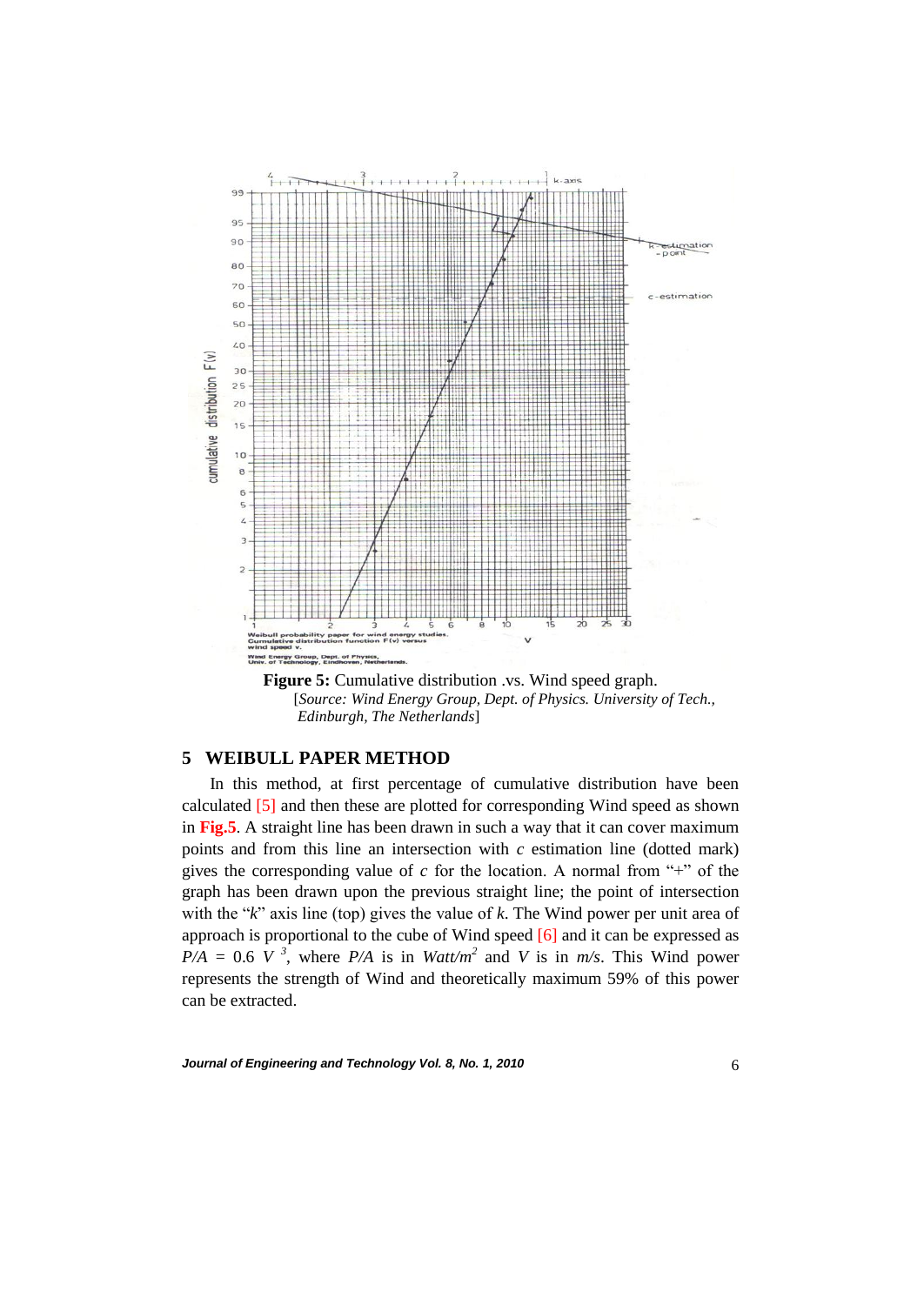**Figure 5:** Cumulative distribution .vs. Wind speed graph.
[*Source: Wind Energy Group, Dept. of Physics. University of Tech., Edinburgh, The Netherlands*]

## 5 WEIBULL PAPER METHOD

In this method, at first percentage of cumulative distribution have been calculated [5] and then these are plotted for corresponding Wind speed as shown in **Fig.5**. A straight line has been drawn in such a way that it can cover maximum points and from this line an intersection with *c* estimation line (dotted mark) gives the corresponding value of *c* for the location. A normal from "+" of the graph has been drawn upon the previous straight line; the point of intersection with the "*k*" axis line (top) gives the value of *k*. The Wind power per unit area of approach is proportional to the cube of Wind speed [6] and it can be expressed as $P/A = 0.6\ V^3$, where $P/A$ is in $Watt/m^2$ and $V$ is in $m/s$. This Wind power represents the strength of Wind and theoretically maximum 59% of this power can be extracted.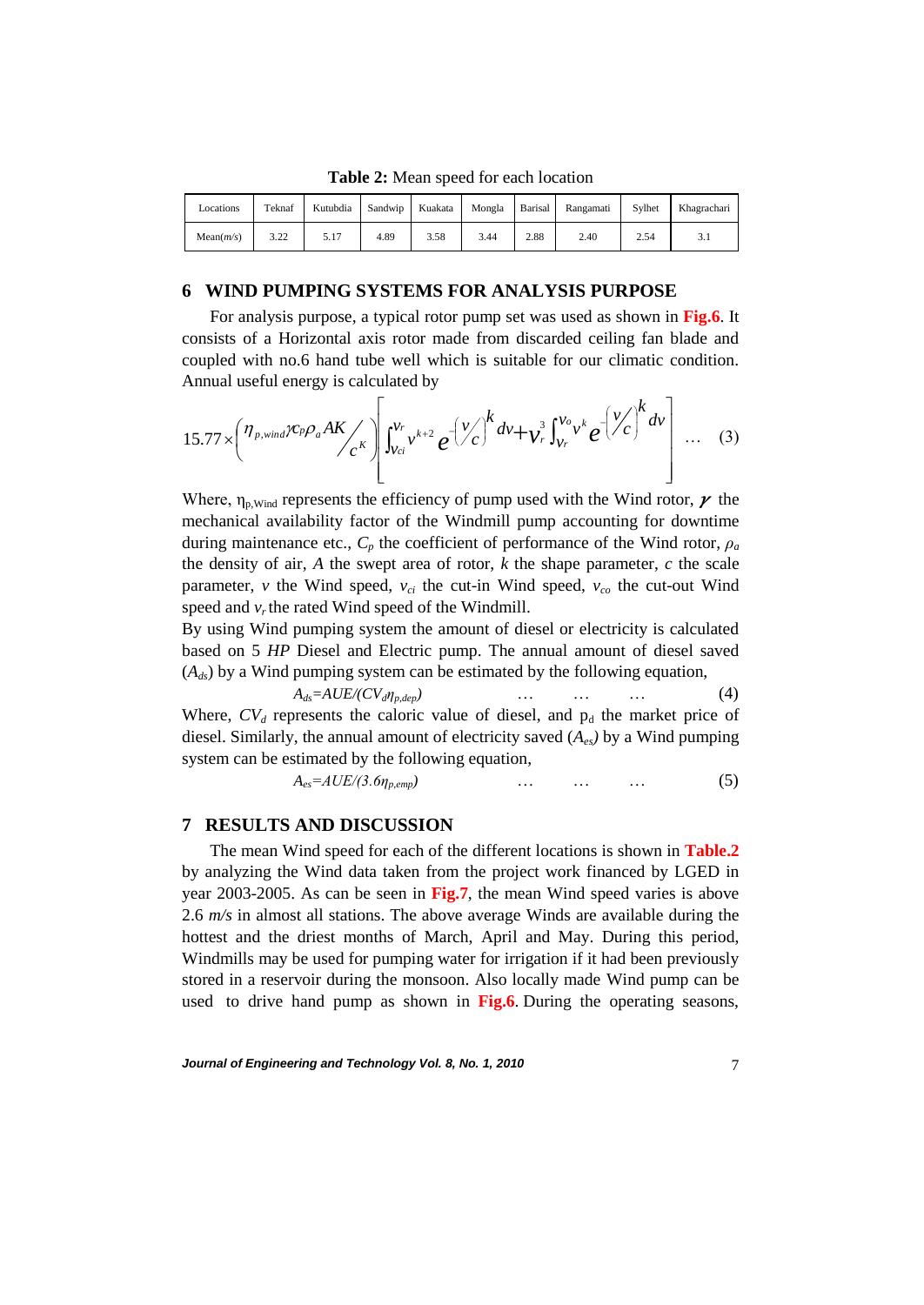**Table 2:** Mean speed for each location

| Locations | Teknaf | Kutubdia | Sandwip | Kuakata | Mongla | Barisal | Rangamati | Sylhet | Khagrachari |
|---|---|---|---|---|---|---|---|---|---|
| Mean($m/s$) | 3.22 | 5.17 | 4.89 | 3.58 | 3.44 | 2.88 | 2.40 | 2.54 | 3.1 |

## 6 WIND PUMPING SYSTEMS FOR ANALYSIS PURPOSE

For analysis purpose, a typical rotor pump set was used as shown in **Fig.6**. It consists of a Horizontal axis rotor made from discarded ceiling fan blade and coupled with no.6 hand tube well which is suitable for our climatic condition. Annual useful energy is calculated by

$$15.77\times\left(\eta_{p,wind}\gamma C_P\rho_a AK \Big/ c^K\right)\left[\int_{V_{ci}}^{V_r} v^{k+2} e^{-\left(v/c\right)^k} dv + V_r^3\int_{V_r}^{V_o} v^k e^{-\left(v/c\right)^k} dv\right] \quad \ldots \quad (3)$$

Where, $\eta_{p,Wind}$ represents the efficiency of pump used with the Wind rotor, $\gamma$ the mechanical availability factor of the Windmill pump accounting for downtime during maintenance etc., $C_p$ the coefficient of performance of the Wind rotor, $\rho_a$ the density of air, $A$ the swept area of rotor, $k$ the shape parameter, $c$ the scale parameter, $v$ the Wind speed, $v_{ci}$ the cut-in Wind speed, $v_{co}$ the cut-out Wind speed and $v_r$ the rated Wind speed of the Windmill.

By using Wind pumping system the amount of diesel or electricity is calculated based on 5 *HP* Diesel and Electric pump. The annual amount of diesel saved ($A_{ds}$) by a Wind pumping system can be estimated by the following equation,

$$A_{ds}=AUE/(CV_d\eta_{p,dep}) \quad \ldots \quad \ldots \quad \ldots \quad (4)$$

Where, $CV_d$ represents the caloric value of diesel, and $p_d$ the market price of diesel. Similarly, the annual amount of electricity saved ($A_{es}$) by a Wind pumping system can be estimated by the following equation,

$$A_{es}=AUE/(3.6\eta_{p,emp}) \quad \ldots \quad \ldots \quad \ldots \quad (5)$$

## 7 RESULTS AND DISCUSSION

The mean Wind speed for each of the different locations is shown in **Table.2** by analyzing the Wind data taken from the project work financed by LGED in year 2003-2005. As can be seen in **Fig.7**, the mean Wind speed varies is above 2.6 *m/s* in almost all stations. The above average Winds are available during the hottest and the driest months of March, April and May. During this period, Windmills may be used for pumping water for irrigation if it had been previously stored in a reservoir during the monsoon. Also locally made Wind pump can be used to drive hand pump as shown in **Fig.6**. During the operating seasons,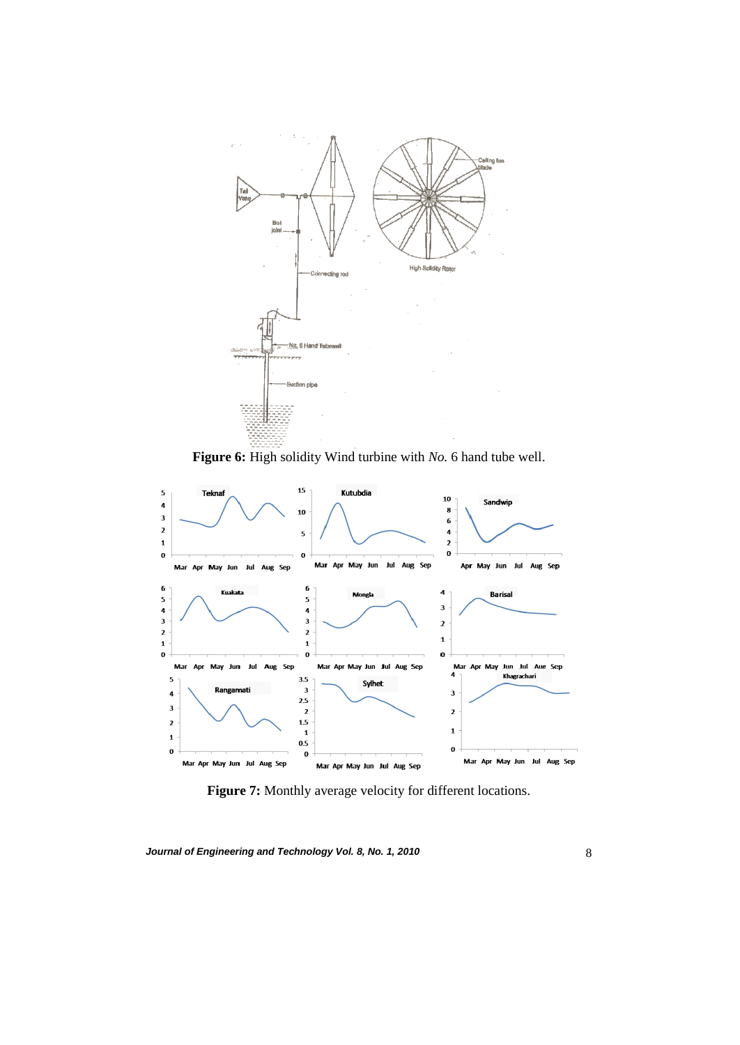**Figure 6:** High solidity Wind turbine with *No.* 6 hand tube well.

**Figure 7:** Monthly average velocity for different locations.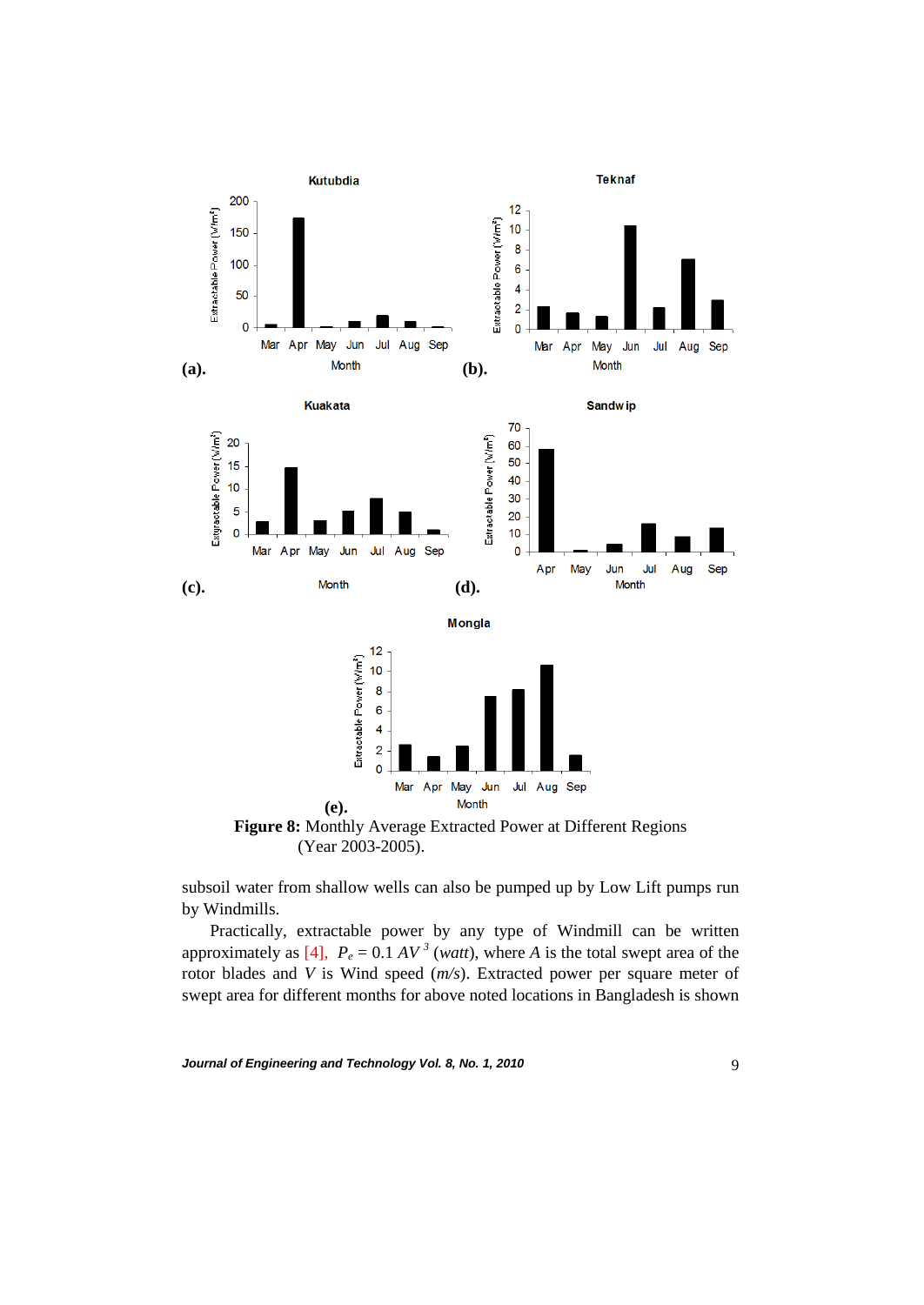**Figure 8:** Monthly Average Extracted Power at Different Regions (Year 2003-2005).

subsoil water from shallow wells can also be pumped up by Low Lift pumps run by Windmills.

Practically, extractable power by any type of Windmill can be written approximately as [4], $P_e = 0.1\ AV^3$ (*watt*), where *A* is the total swept area of the rotor blades and *V* is Wind speed (*m/s*). Extracted power per square meter of swept area for different months for above noted locations in Bangladesh is shown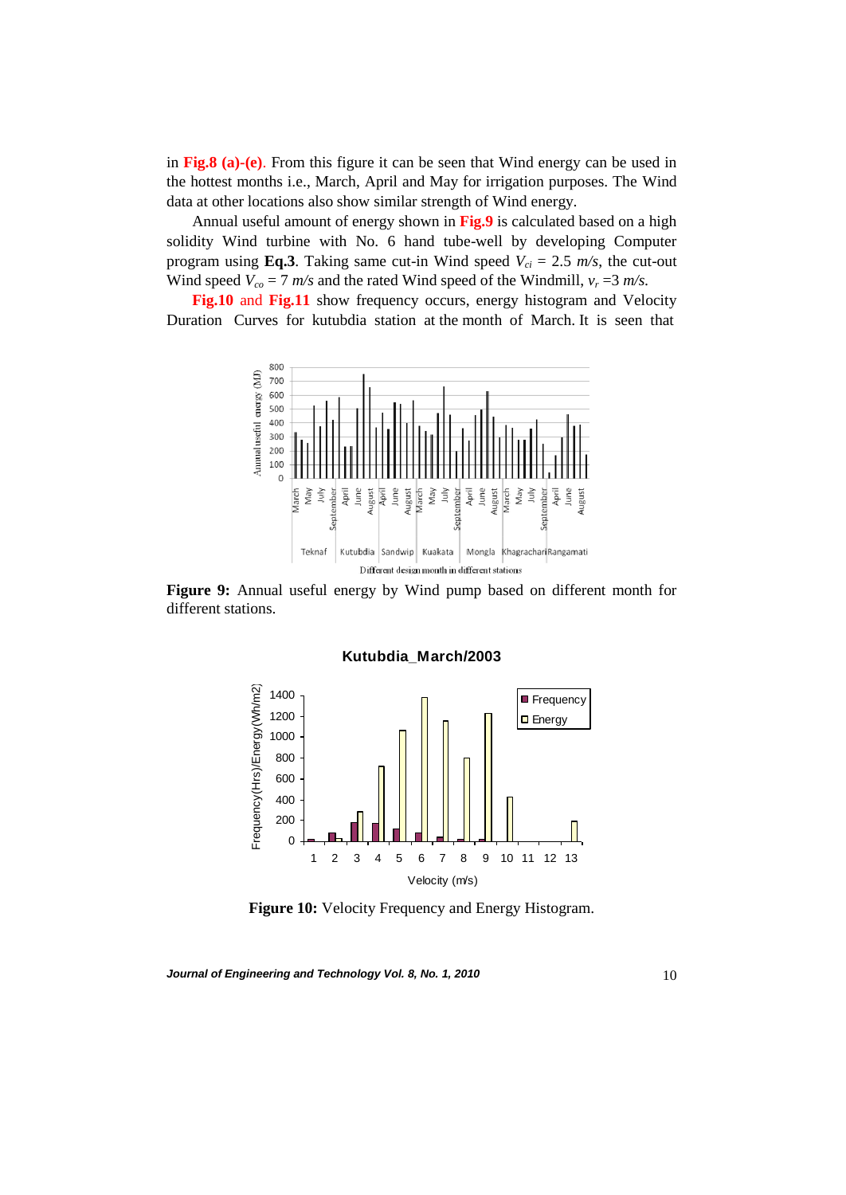in **Fig.8 (a)-(e)**. From this figure it can be seen that Wind energy can be used in the hottest months i.e., March, April and May for irrigation purposes. The Wind data at other locations also show similar strength of Wind energy.

Annual useful amount of energy shown in **Fig.9** is calculated based on a high solidity Wind turbine with No. 6 hand tube-well by developing Computer program using **Eq.3**. Taking same cut-in Wind speed $V_{ci}$ = 2.5 *m/s*, the cut-out Wind speed $V_{co}$ = 7 *m/s* and the rated Wind speed of the Windmill, $v_r$ =3 *m/s.*

**Fig.10** and **Fig.11** show frequency occurs, energy histogram and Velocity Duration Curves for kutubdia station at the month of March. It is seen that

**Figure 9:** Annual useful energy by Wind pump based on different month for different stations.

**Figure 10:** Velocity Frequency and Energy Histogram.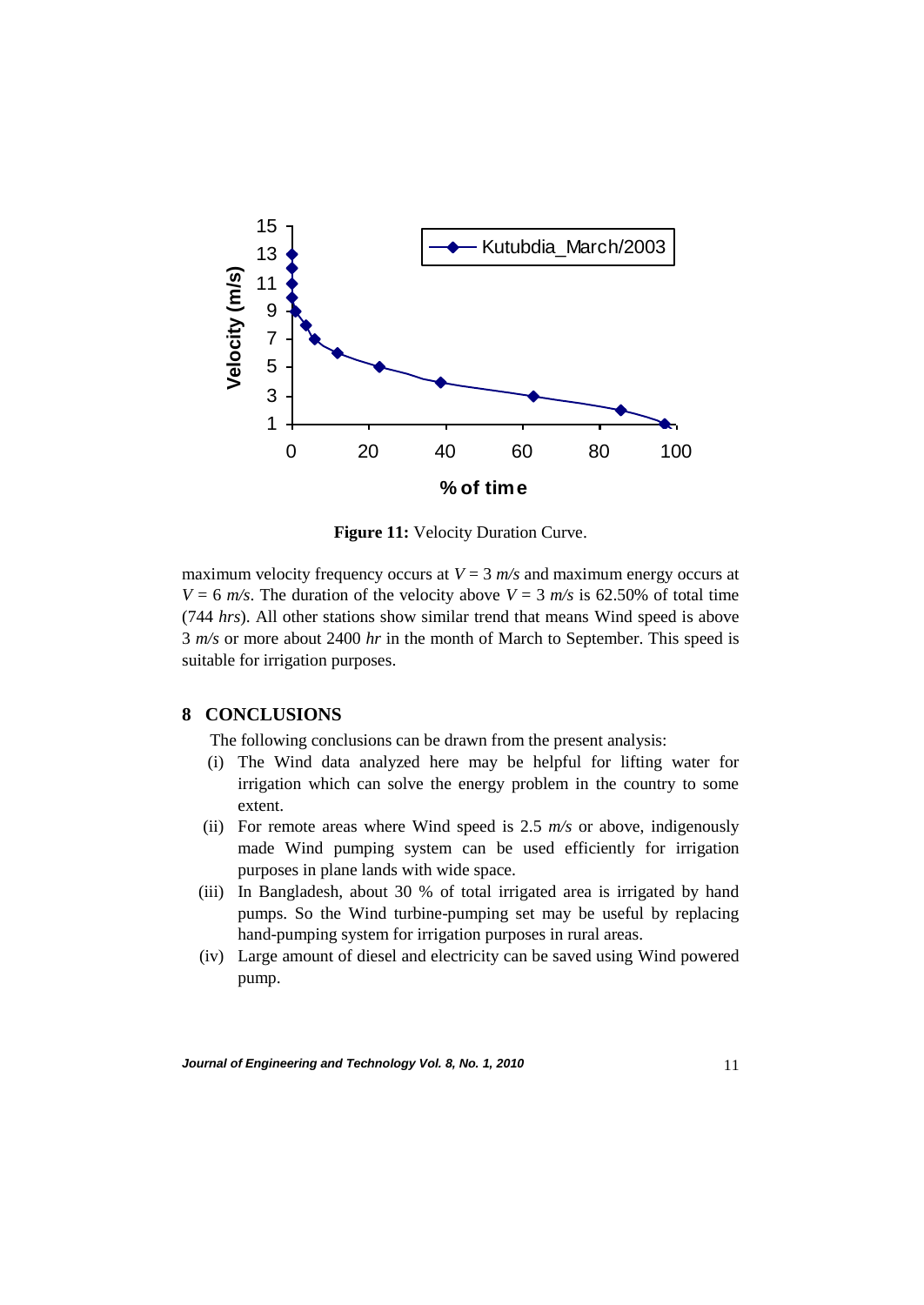**Figure 11:** Velocity Duration Curve.

maximum velocity frequency occurs at $V = 3$ *m/s* and maximum energy occurs at $V = 6$ *m/s*. The duration of the velocity above $V = 3$ *m/s* is 62.50% of total time (744 *hrs*). All other stations show similar trend that means Wind speed is above 3 *m/s* or more about 2400 *hr* in the month of March to September. This speed is suitable for irrigation purposes.

## 8 CONCLUSIONS

The following conclusions can be drawn from the present analysis:

(i) The Wind data analyzed here may be helpful for lifting water for irrigation which can solve the energy problem in the country to some extent.

(ii) For remote areas where Wind speed is 2.5 *m/s* or above, indigenously made Wind pumping system can be used efficiently for irrigation purposes in plane lands with wide space.

(iii) In Bangladesh, about 30 % of total irrigated area is irrigated by hand pumps. So the Wind turbine-pumping set may be useful by replacing hand-pumping system for irrigation purposes in rural areas.

(iv) Large amount of diesel and electricity can be saved using Wind powered pump.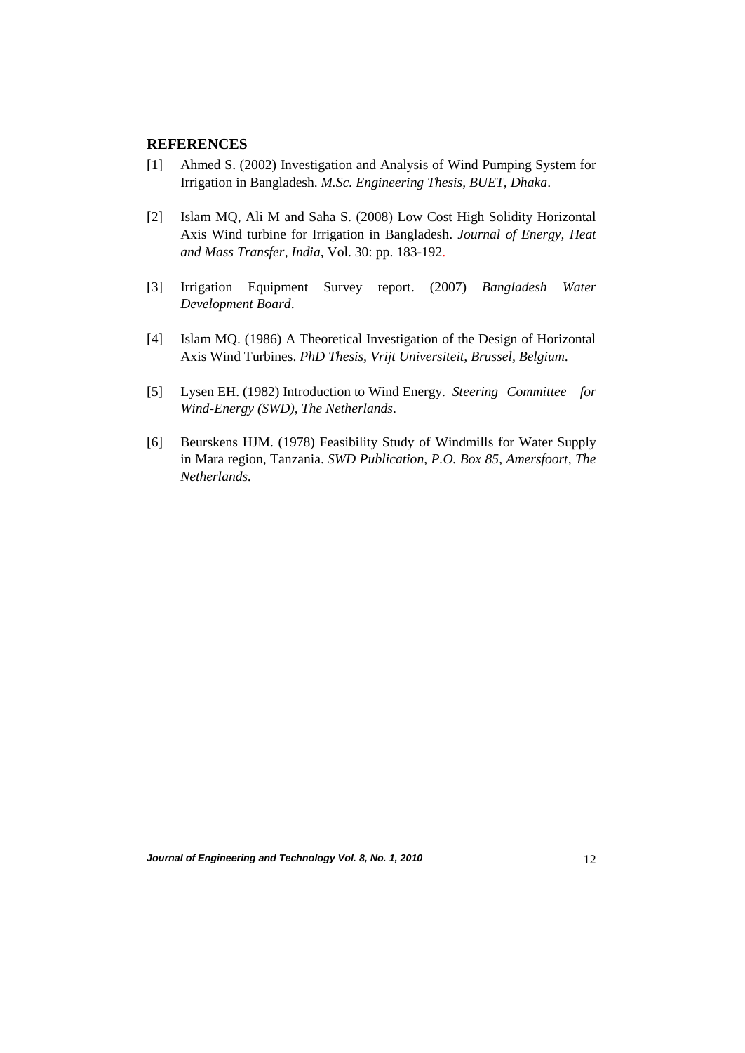## REFERENCES

[1] Ahmed S. (2002) Investigation and Analysis of Wind Pumping System for Irrigation in Bangladesh. *M.Sc. Engineering Thesis, BUET, Dhaka*.

[2] Islam MQ, Ali M and Saha S. (2008) Low Cost High Solidity Horizontal Axis Wind turbine for Irrigation in Bangladesh. *Journal of Energy, Heat and Mass Transfer, India*, Vol. 30: pp. 183-192.

[3] Irrigation Equipment Survey report. (2007) *Bangladesh Water Development Board*.

[4] Islam MQ. (1986) A Theoretical Investigation of the Design of Horizontal Axis Wind Turbines. *PhD Thesis, Vrijt Universiteit, Brussel, Belgium*.

[5] Lysen EH. (1982) Introduction to Wind Energy. *Steering Committee for Wind-Energy (SWD), The Netherlands*.

[6] Beurskens HJM. (1978) Feasibility Study of Windmills for Water Supply in Mara region, Tanzania. *SWD Publication, P.O. Box 85, Amersfoort, The Netherlands.*